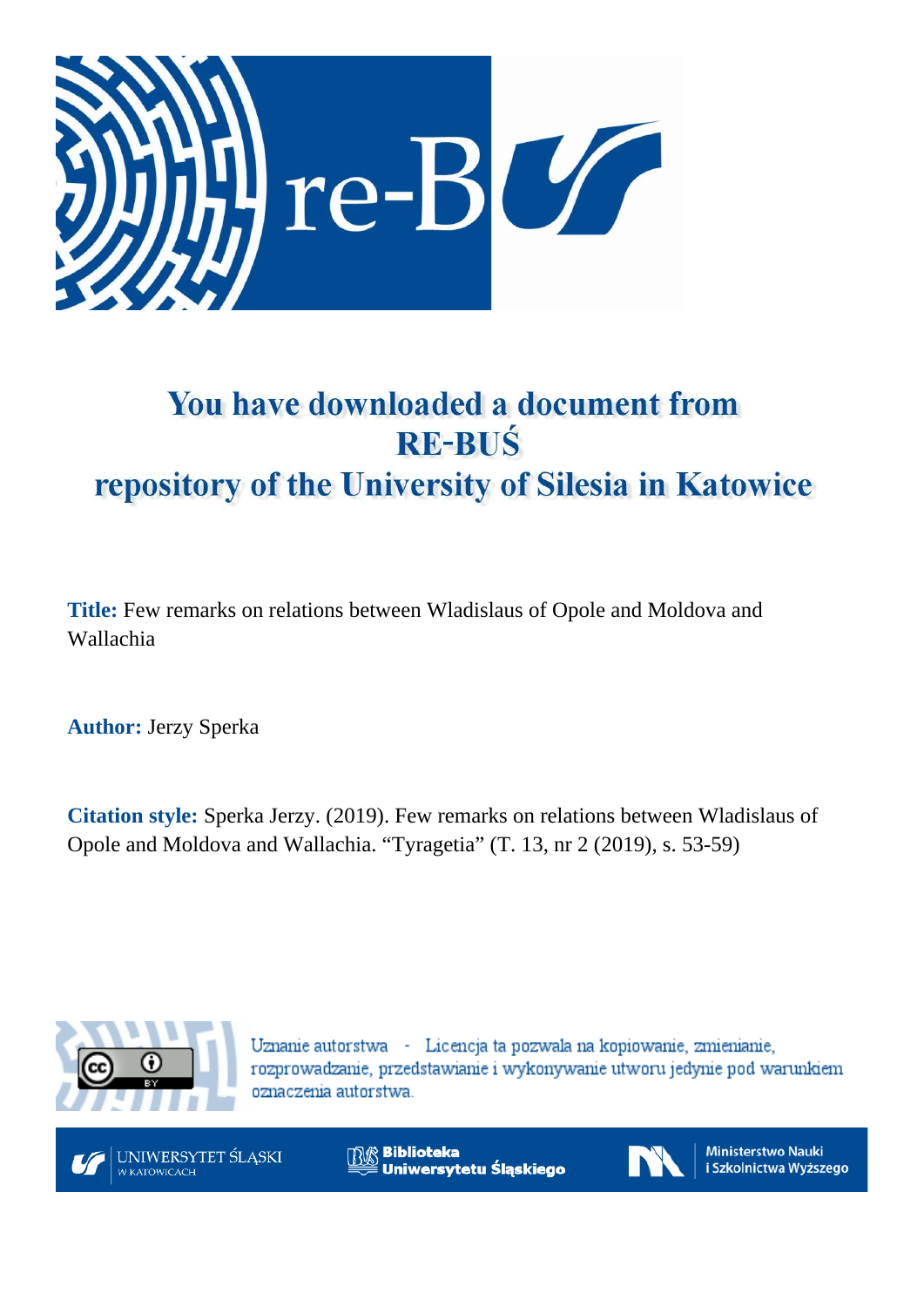# You have downloaded a document from RE-BUŚ repository of the University of Silesia in Katowice

**Title:** Few remarks on relations between Wladislaus of Opole and Moldova and Wallachia

**Author:** Jerzy Sperka

**Citation style:** Sperka Jerzy. (2019). Few remarks on relations between Wladislaus of Opole and Moldova and Wallachia. "Tyragetia" (T. 13, nr 2 (2019), s. 53-59)

Uznanie autorstwa - Licencja ta pozwala na kopiowanie, zmienianie, rozprowadzanie, przedstawianie i wykonywanie utworu jedynie pod warunkiem oznaczenia autorstwa.

UNIWERSYTET ŚLĄSKI W KATOWICACH

Biblioteka Uniwersytetu Śląskiego

Ministerstwo Nauki i Szkolnictwa Wyższego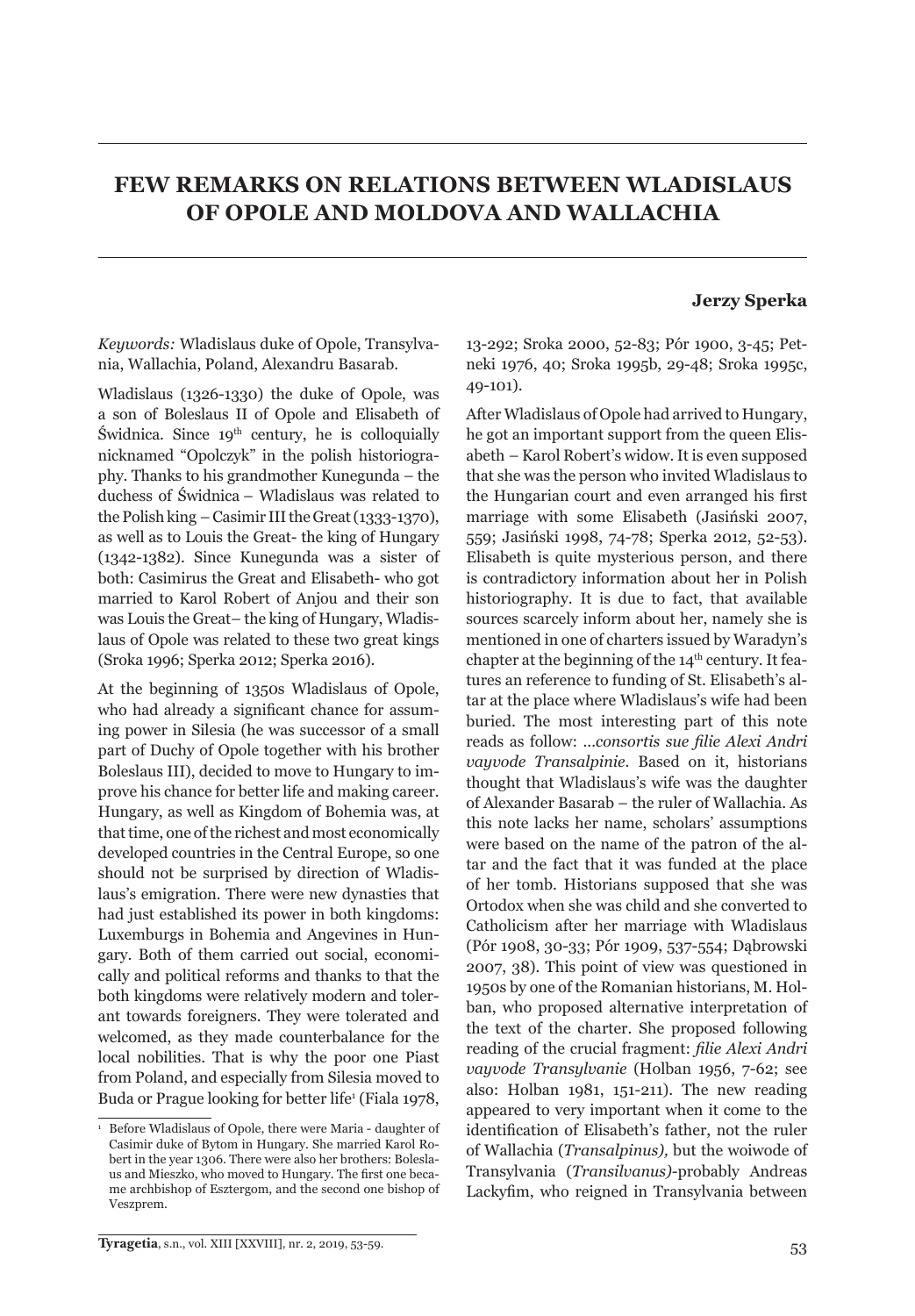# FEW REMARKS ON RELATIONS BETWEEN WLADISLAUS OF OPOLE AND MOLDOVA AND WALLACHIA

**Jerzy Sperka**

*Keywords:* Wladislaus duke of Opole, Transylvania, Wallachia, Poland, Alexandru Basarab.

Wladislaus (1326-1330) the duke of Opole, was a son of Boleslaus II of Opole and Elisabeth of Świdnica. Since 19th century, he is colloquially nicknamed "Opolczyk" in the polish historiography. Thanks to his grandmother Kunegunda – the duchess of Świdnica – Wladislaus was related to the Polish king – Casimir III the Great (1333-1370), as well as to Louis the Great- the king of Hungary (1342-1382). Since Kunegunda was a sister of both: Casimirus the Great and Elisabeth- who got married to Karol Robert of Anjou and their son was Louis the Great– the king of Hungary, Wladislaus of Opole was related to these two great kings (Sroka 1996; Sperka 2012; Sperka 2016).

At the beginning of 1350s Wladislaus of Opole, who had already a significant chance for assuming power in Silesia (he was successor of a small part of Duchy of Opole together with his brother Boleslaus III), decided to move to Hungary to improve his chance for better life and making career. Hungary, as well as Kingdom of Bohemia was, at that time, one of the richest and most economically developed countries in the Central Europe, so one should not be surprised by direction of Wladislaus's emigration. There were new dynasties that had just established its power in both kingdoms: Luxemburgs in Bohemia and Angevines in Hungary. Both of them carried out social, economically and political reforms and thanks to that the both kingdoms were relatively modern and tolerant towards foreigners. They were tolerated and welcomed, as they made counterbalance for the local nobilities. That is why the poor one Piast from Poland, and especially from Silesia moved to Buda or Prague looking for better life[1] (Fiala 1978, 13-292; Sroka 2000, 52-83; Pór 1900, 3-45; Petneki 1976, 40; Sroka 1995b, 29-48; Sroka 1995c, 49-101).

After Wladislaus of Opole had arrived to Hungary, he got an important support from the queen Elisabeth – Karol Robert's widow. It is even supposed that she was the person who invited Wladislaus to the Hungarian court and even arranged his first marriage with some Elisabeth (Jasiński 2007, 559; Jasiński 1998, 74-78; Sperka 2012, 52-53). Elisabeth is quite mysterious person, and there is contradictory information about her in Polish historiography. It is due to fact, that available sources scarcely inform about her, namely she is mentioned in one of charters issued by Waradyn's chapter at the beginning of the 14th century. It features an reference to funding of St. Elisabeth's altar at the place where Wladislaus's wife had been buried. The most interesting part of this note reads as follow: *...consortis sue filie Alexi Andri vayvode Transalpinie*. Based on it, historians thought that Wladislaus's wife was the daughter of Alexander Basarab – the ruler of Wallachia. As this note lacks her name, scholars' assumptions were based on the name of the patron of the altar and the fact that it was funded at the place of her tomb. Historians supposed that she was Ortodox when she was child and she converted to Catholicism after her marriage with Wladislaus (Pór 1908, 30-33; Pór 1909, 537-554; Dąbrowski 2007, 38). This point of view was questioned in 1950s by one of the Romanian historians, M. Holban, who proposed alternative interpretation of the text of the charter. She proposed following reading of the crucial fragment: *filie Alexi Andri vayvode Transylvanie* (Holban 1956, 7-62; see also: Holban 1981, 151-211). The new reading appeared to very important when it come to the identification of Elisabeth's father, not the ruler of Wallachia (*Transalpinus),* but the woiwode of Transylvania (*Transilvanus)*-probably Andreas Lackyfim, who reigned in Transylvania between

[1] Before Wladislaus of Opole, there were Maria - daughter of Casimir duke of Bytom in Hungary. She married Karol Robert in the year 1306. There were also her brothers: Boleslaus and Mieszko, who moved to Hungary. The first one became archbishop of Esztergom, and the second one bishop of Veszprem.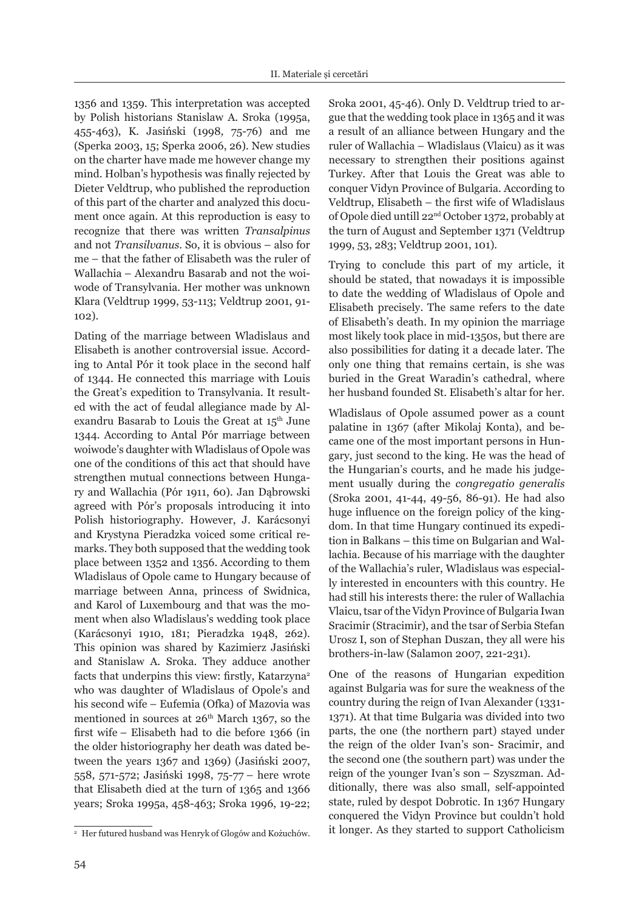1356 and 1359. This interpretation was accepted by Polish historians Stanislaw A. Sroka (1995a, 455-463), K. Jasiński (1998, 75-76) and me (Sperka 2003, 15; Sperka 2006, 26). New studies on the charter have made me however change my mind. Holban's hypothesis was finally rejected by Dieter Veldtrup, who published the reproduction of this part of the charter and analyzed this document once again. At this reproduction is easy to recognize that there was written *Transalpinus* and not *Transilvanus*. So, it is obvious – also for me – that the father of Elisabeth was the ruler of Wallachia – Alexandru Basarab and not the woiwode of Transylvania. Her mother was unknown Klara (Veldtrup 1999, 53-113; Veldtrup 2001, 91-102).

Dating of the marriage between Wladislaus and Elisabeth is another controversial issue. According to Antal Pór it took place in the second half of 1344. He connected this marriage with Louis the Great's expedition to Transylvania. It resulted with the act of feudal allegiance made by Alexandru Basarab to Louis the Great at 15th June 1344. According to Antal Pór marriage between woiwode's daughter with Wladislaus of Opole was one of the conditions of this act that should have strengthen mutual connections between Hungary and Wallachia (Pór 1911, 60). Jan Dąbrowski agreed with Pór's proposals introducing it into Polish historiography. However, J. Karácsonyi and Krystyna Pieradzka voiced some critical remarks. They both supposed that the wedding took place between 1352 and 1356. According to them Wladislaus of Opole came to Hungary because of marriage between Anna, princess of Swidnica, and Karol of Luxembourg and that was the moment when also Wladislaus's wedding took place (Karácsonyi 1910, 181; Pieradzka 1948, 262). This opinion was shared by Kazimierz Jasiński and Stanislaw A. Sroka. They adduce another facts that underpins this view: firstly, Katarzyna[2] who was daughter of Wladislaus of Opole's and his second wife – Eufemia (Ofka) of Mazovia was mentioned in sources at 26th March 1367, so the first wife – Elisabeth had to die before 1366 (in the older historiography her death was dated between the years 1367 and 1369) (Jasiński 2007, 558, 571-572; Jasiński 1998, 75-77 – here wrote that Elisabeth died at the turn of 1365 and 1366 years; Sroka 1995a, 458-463; Sroka 1996, 19-22; Sroka 2001, 45-46). Only D. Veldtrup tried to argue that the wedding took place in 1365 and it was a result of an alliance between Hungary and the ruler of Wallachia – Wladislaus (Vlaicu) as it was necessary to strengthen their positions against Turkey. After that Louis the Great was able to conquer Vidyn Province of Bulgaria. According to Veldtrup, Elisabeth – the first wife of Wladislaus of Opole died untill 22nd October 1372, probably at the turn of August and September 1371 (Veldtrup 1999, 53, 283; Veldtrup 2001, 101).

Trying to conclude this part of my article, it should be stated, that nowadays it is impossible to date the wedding of Wladislaus of Opole and Elisabeth precisely. The same refers to the date of Elisabeth's death. In my opinion the marriage most likely took place in mid-1350s, but there are also possibilities for dating it a decade later. The only one thing that remains certain, is she was buried in the Great Waradin's cathedral, where her husband founded St. Elisabeth's altar for her.

Wladislaus of Opole assumed power as a count palatine in 1367 (after Mikolaj Konta), and became one of the most important persons in Hungary, just second to the king. He was the head of the Hungarian's courts, and he made his judgement usually during the *congregatio generalis* (Sroka 2001, 41-44, 49-56, 86-91). He had also huge influence on the foreign policy of the kingdom. In that time Hungary continued its expedition in Balkans – this time on Bulgarian and Wallachia. Because of his marriage with the daughter of the Wallachia's ruler, Wladislaus was especially interested in encounters with this country. He had still his interests there: the ruler of Wallachia Vlaicu, tsar of the Vidyn Province of Bulgaria Iwan Sracimir (Stracimir), and the tsar of Serbia Stefan Urosz I, son of Stephan Duszan, they all were his brothers-in-law (Salamon 2007, 221-231).

One of the reasons of Hungarian expedition against Bulgaria was for sure the weakness of the country during the reign of Ivan Alexander (1331-1371). At that time Bulgaria was divided into two parts, the one (the northern part) stayed under the reign of the older Ivan's son- Sracimir, and the second one (the southern part) was under the reign of the younger Ivan's son – Szyszman. Additionally, there was also small, self-appointed state, ruled by despot Dobrotic. In 1367 Hungary conquered the Vidyn Province but couldn't hold it longer. As they started to support Catholicism

[2] Her futured husband was Henryk of Glogów and Kożuchów.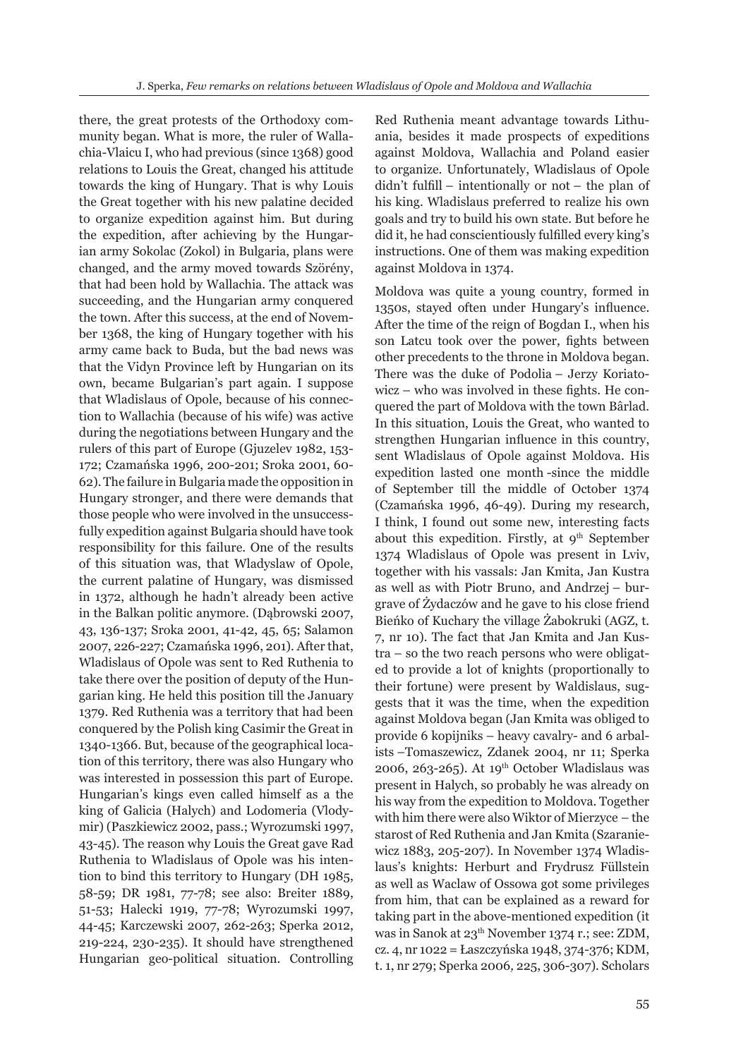there, the great protests of the Orthodoxy community began. What is more, the ruler of Wallachia-Vlaicu I, who had previous (since 1368) good relations to Louis the Great, changed his attitude towards the king of Hungary. That is why Louis the Great together with his new palatine decided to organize expedition against him. But during the expedition, after achieving by the Hungarian army Sokolac (Zokol) in Bulgaria, plans were changed, and the army moved towards Szörény, that had been hold by Wallachia. The attack was succeeding, and the Hungarian army conquered the town. After this success, at the end of November 1368, the king of Hungary together with his army came back to Buda, but the bad news was that the Vidyn Province left by Hungarian on its own, became Bulgarian's part again. I suppose that Wladislaus of Opole, because of his connection to Wallachia (because of his wife) was active during the negotiations between Hungary and the rulers of this part of Europe (Gjuzelev 1982, 153-172; Czamańska 1996, 200-201; Sroka 2001, 60-62). The failure in Bulgaria made the opposition in Hungary stronger, and there were demands that those people who were involved in the unsuccessfully expedition against Bulgaria should have took responsibility for this failure. One of the results of this situation was, that Wladyslaw of Opole, the current palatine of Hungary, was dismissed in 1372, although he hadn't already been active in the Balkan politic anymore. (Dąbrowski 2007, 43, 136-137; Sroka 2001, 41-42, 45, 65; Salamon 2007, 226-227; Czamańska 1996, 201). After that, Wladislaus of Opole was sent to Red Ruthenia to take there over the position of deputy of the Hungarian king. He held this position till the January 1379. Red Ruthenia was a territory that had been conquered by the Polish king Casimir the Great in 1340-1366. But, because of the geographical location of this territory, there was also Hungary who was interested in possession this part of Europe. Hungarian's kings even called himself as a the king of Galicia (Halych) and Lodomeria (Vlodymir) (Paszkiewicz 2002, pass.; Wyrozumski 1997, 43-45). The reason why Louis the Great gave Rad Ruthenia to Wladislaus of Opole was his intention to bind this territory to Hungary (DH 1985, 58-59; DR 1981, 77-78; see also: Breiter 1889, 51-53; Halecki 1919, 77-78; Wyrozumski 1997, 44-45; Karczewski 2007, 262-263; Sperka 2012, 219-224, 230-235). It should have strengthened Hungarian geo-political situation. Controlling Red Ruthenia meant advantage towards Lithuania, besides it made prospects of expeditions against Moldova, Wallachia and Poland easier to organize. Unfortunately, Wladislaus of Opole didn't fulfill – intentionally or not – the plan of his king. Wladislaus preferred to realize his own goals and try to build his own state. But before he did it, he had conscientiously fulfilled every king's instructions. One of them was making expedition against Moldova in 1374.

Moldova was quite a young country, formed in 1350s, stayed often under Hungary's influence. After the time of the reign of Bogdan I., when his son Latcu took over the power, fights between other precedents to the throne in Moldova began. There was the duke of Podolia – Jerzy Koriatowicz – who was involved in these fights. He conquered the part of Moldova with the town Bârlad. In this situation, Louis the Great, who wanted to strengthen Hungarian influence in this country, sent Wladislaus of Opole against Moldova. His expedition lasted one month -since the middle of September till the middle of October 1374 (Czamańska 1996, 46-49). During my research, I think, I found out some new, interesting facts about this expedition. Firstly, at 9th September 1374 Wladislaus of Opole was present in Lviv, together with his vassals: Jan Kmita, Jan Kustra as well as with Piotr Bruno, and Andrzej – burgrave of Żydaczów and he gave to his close friend Bieńko of Kuchary the village Żabokruki (AGZ, t. 7, nr 10). The fact that Jan Kmita and Jan Kustra – so the two reach persons who were obligated to provide a lot of knights (proportionally to their fortune) were present by Waldislaus, suggests that it was the time, when the expedition against Moldova began (Jan Kmita was obliged to provide 6 kopijniks – heavy cavalry- and 6 arbalists –Tomaszewicz, Zdanek 2004, nr 11; Sperka 2006, 263-265). At 19th October Wladislaus was present in Halych, so probably he was already on his way from the expedition to Moldova. Together with him there were also Wiktor of Mierzyce – the starost of Red Ruthenia and Jan Kmita (Szaraniewicz 1883, 205-207). In November 1374 Wladislaus's knights: Herburt and Frydrusz Füllstein as well as Waclaw of Ossowa got some privileges from him, that can be explained as a reward for taking part in the above-mentioned expedition (it was in Sanok at 23th November 1374 r.; see: ZDM, cz. 4, nr 1022 = Łaszczyńska 1948, 374-376; KDM, t. 1, nr 279; Sperka 2006, 225, 306-307). Scholars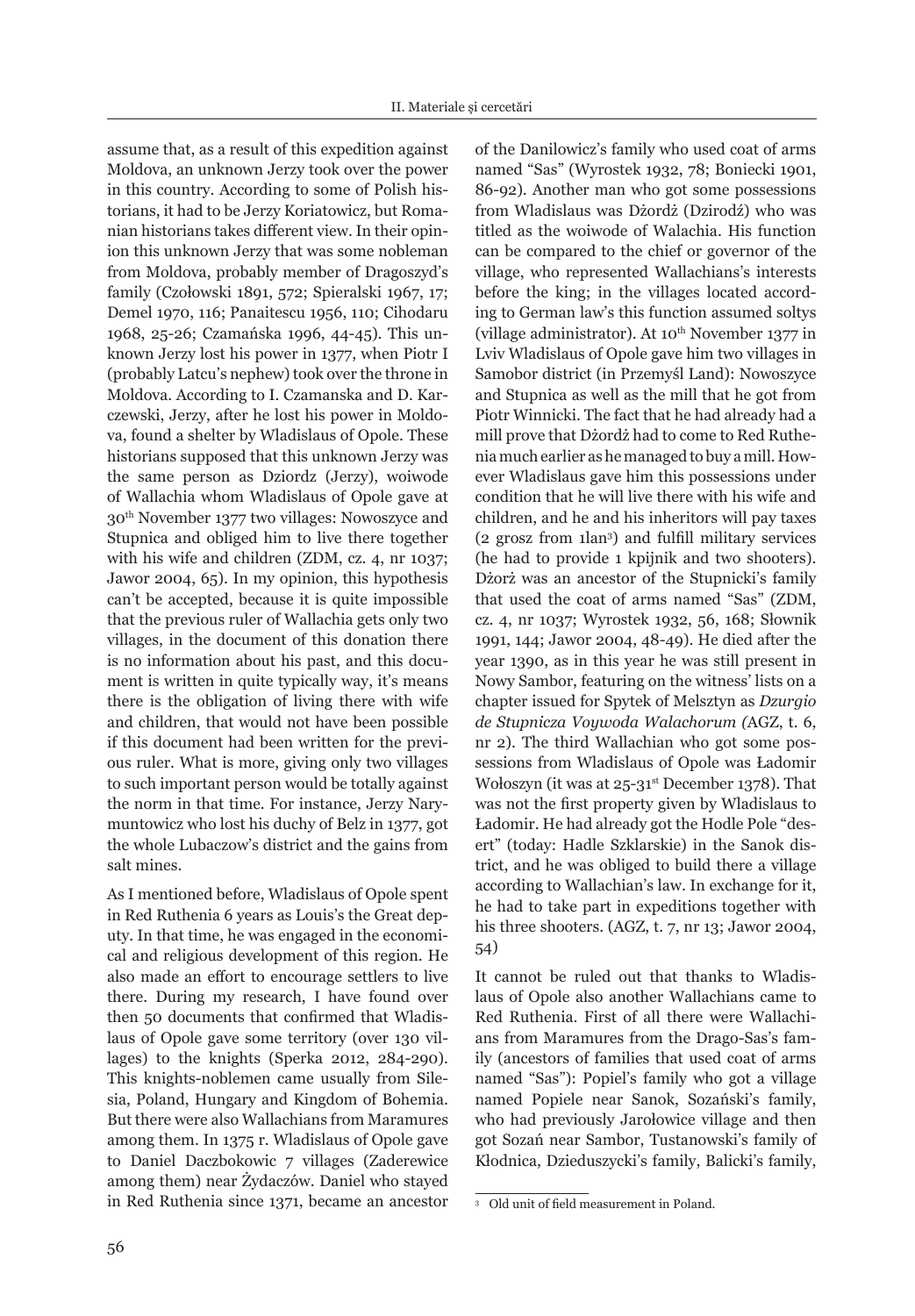assume that, as a result of this expedition against Moldova, an unknown Jerzy took over the power in this country. According to some of Polish historians, it had to be Jerzy Koriatowicz, but Romanian historians takes different view. In their opinion this unknown Jerzy that was some nobleman from Moldova, probably member of Dragoszyd's family (Czołowski 1891, 572; Spieralski 1967, 17; Demel 1970, 116; Panaitescu 1956, 110; Cihodaru 1968, 25-26; Czamańska 1996, 44-45). This unknown Jerzy lost his power in 1377, when Piotr I (probably Latcu's nephew) took over the throne in Moldova. According to I. Czamanska and D. Karczewski, Jerzy, after he lost his power in Moldova, found a shelter by Wladislaus of Opole. These historians supposed that this unknown Jerzy was the same person as Dziordz (Jerzy), woiwode of Wallachia whom Wladislaus of Opole gave at 30th November 1377 two villages: Nowoszyce and Stupnica and obliged him to live there together with his wife and children (ZDM, cz. 4, nr 1037; Jawor 2004, 65). In my opinion, this hypothesis can't be accepted, because it is quite impossible that the previous ruler of Wallachia gets only two villages, in the document of this donation there is no information about his past, and this document is written in quite typically way, it's means there is the obligation of living there with wife and children, that would not have been possible if this document had been written for the previous ruler. What is more, giving only two villages to such important person would be totally against the norm in that time. For instance, Jerzy Narymuntowicz who lost his duchy of Belz in 1377, got the whole Lubaczow's district and the gains from salt mines.

As I mentioned before, Wladislaus of Opole spent in Red Ruthenia 6 years as Louis's the Great deputy. In that time, he was engaged in the economical and religious development of this region. He also made an effort to encourage settlers to live there. During my research, I have found over then 50 documents that confirmed that Wladislaus of Opole gave some territory (over 130 villages) to the knights (Sperka 2012, 284-290). This knights-noblemen came usually from Silesia, Poland, Hungary and Kingdom of Bohemia. But there were also Wallachians from Maramures among them. In 1375 r. Wladislaus of Opole gave to Daniel Daczbokowic 7 villages (Zaderewice among them) near Żydaczów. Daniel who stayed in Red Ruthenia since 1371, became an ancestor of the Danilowicz's family who used coat of arms named "Sas" (Wyrostek 1932, 78; Boniecki 1901, 86-92). Another man who got some possessions from Wladislaus was Dżordż (Dzirodź) who was titled as the woiwode of Walachia. His function can be compared to the chief or governor of the village, who represented Wallachians's interests before the king; in the villages located according to German law's this function assumed soltys (village administrator). At 10th November 1377 in Lviv Wladislaus of Opole gave him two villages in Samobor district (in Przemyśl Land): Nowoszyce and Stupnica as well as the mill that he got from Piotr Winnicki. The fact that he had already had a mill prove that Dżordż had to come to Red Ruthenia much earlier as he managed to buy a mill. However Wladislaus gave him this possessions under condition that he will live there with his wife and children, and he and his inheritors will pay taxes (2 grosz from 1lan[3]) and fulfill military services (he had to provide 1 kpijnik and two shooters). Dżorż was an ancestor of the Stupnicki's family that used the coat of arms named "Sas" (ZDM, cz. 4, nr 1037; Wyrostek 1932, 56, 168; Słownik 1991, 144; Jawor 2004, 48-49). He died after the year 1390, as in this year he was still present in Nowy Sambor, featuring on the witness' lists on a chapter issued for Spytek of Melsztyn as *Dzurgio de Stupnicza Voywoda Walachorum (*AGZ, t. 6, nr 2). The third Wallachian who got some possessions from Wladislaus of Opole was Ładomir Wołoszyn (it was at 25-31st December 1378). That was not the first property given by Wladislaus to Ładomir. He had already got the Hodle Pole "desert" (today: Hadle Szklarskie) in the Sanok district, and he was obligated to build there a village according to Wallachian's law. In exchange for it, he had to take part in expeditions together with his three shooters. (AGZ, t. 7, nr 13; Jawor 2004, 54)

It cannot be ruled out that thanks to Wladislaus of Opole also another Wallachians came to Red Ruthenia. First of all there were Wallachians from Maramures from the Drago-Sas's family (ancestors of families that used coat of arms named "Sas"): Popiel's family who got a village named Popiele near Sanok, Sozański's family, who had previously Jarołowice village and then got Sozań near Sambor, Tustanowski's family of Kłodnica, Dzieduszycki's family, Balicki's family,

[3] Old unit of field measurement in Poland.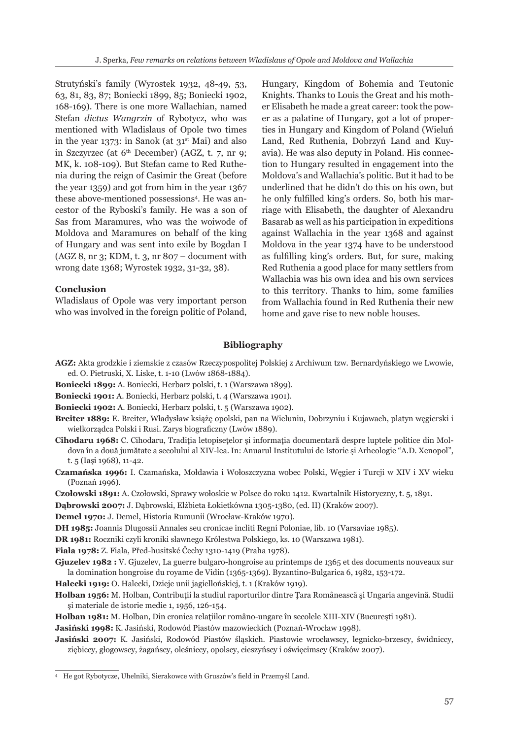Strutyński's family (Wyrostek 1932, 48-49, 53, 63, 81, 83, 87; Boniecki 1899, 85; Boniecki 1902, 168-169). There is one more Wallachian, named Stefan *dictus Wangrzin* of Rybotycz, who was mentioned with Wladislaus of Opole two times in the year 1373: in Sanok (at 31st Mai) and also in Szczyrzec (at 6th December) (AGZ, t. 7, nr 9; MK, k. 108-109). But Stefan came to Red Ruthenia during the reign of Casimir the Great (before the year 1359) and got from him in the year 1367 these above-mentioned possessions[4]. He was ancestor of the Ryboski's family. He was a son of Sas from Maramures, who was the woiwode of Moldova and Maramures on behalf of the king of Hungary and was sent into exile by Bogdan I (AGZ 8, nr 3; KDM, t. 3, nr 807 – document with wrong date 1368; Wyrostek 1932, 31-32, 38).

#### Conclusion

Wladislaus of Opole was very important person who was involved in the foreign politic of Poland, Hungary, Kingdom of Bohemia and Teutonic Knights. Thanks to Louis the Great and his mother Elisabeth he made a great career: took the power as a palatine of Hungary, got a lot of properties in Hungary and Kingdom of Poland (Wieluń Land, Red Ruthenia, Dobrzyń Land and Kuyavia). He was also deputy in Poland. His connection to Hungary resulted in engagement into the Moldova's and Wallachia's politic. But it had to be underlined that he didn't do this on his own, but he only fulfilled king's orders. So, both his marriage with Elisabeth, the daughter of Alexandru Basarab as well as his participation in expeditions against Wallachia in the year 1368 and against Moldova in the year 1374 have to be understood as fulfilling king's orders. But, for sure, making Red Ruthenia a good place for many settlers from Wallachia was his own idea and his own services to this territory. Thanks to him, some families from Wallachia found in Red Ruthenia their new home and gave rise to new noble houses.

#### Bibliography

**AGZ:** Akta grodzkie i ziemskie z czasów Rzeczypospolitej Polskiej z Archiwum tzw. Bernardyńskiego we Lwowie, ed. O. Pietruski, X. Liske, t. 1-10 (Lwów 1868-1884).

**Boniecki 1899:** A. Boniecki, Herbarz polski, t. 1 (Warszawa 1899).

**Boniecki 1901:** A. Boniecki, Herbarz polski, t. 4 (Warszawa 1901).

**Boniecki 1902:** A. Boniecki, Herbarz polski, t. 5 (Warszawa 1902).

**Breiter 1889:** E. Breiter, Władysław książę opolski, pan na Wieluniu, Dobrzyniu i Kujawach, platyn węgierski i wielkorządca Polski i Rusi. Zarys biograficzny (Lwów 1889).

**Cihodaru 1968:** C. Cihodaru, Tradiţia letopiseţelor şi informaţia documentară despre luptele politice din Moldova în a două jumătate a secolului al XIV-lea. In: Anuarul Institutului de Istorie şi Arheologie "A.D. Xenopol", t. 5 (Iaşi 1968), 11-42.

**Czamańska 1996:** I. Czamańska, Mołdawia i Wołoszczyzna wobec Polski, Węgier i Turcji w XIV i XV wieku (Poznań 1996).

**Czołowski 1891:** A. Czołowski, Sprawy wołoskie w Polsce do roku 1412. Kwartalnik Historyczny, t. 5, 1891.

**Dąbrowski 2007:** J. Dąbrowski, Elżbieta Łokietkówna 1305-1380, (ed. II) (Kraków 2007).

**Demel 1970:** J. Demel, Historia Rumunii (Wrocław-Kraków 1970).

**DH 1985:** Joannis Dlugossii Annales seu cronicae incliti Regni Poloniae, lib. 10 (Varsaviae 1985).

**DR 1981:** Roczniki czyli kroniki sławnego Królestwa Polskiego, ks. 10 (Warszawa 1981).

**Fiala 1978:** Z. Fiala, Před-husitské Čechy 1310-1419 (Praha 1978).

**Gjuzelev 1982 :** V. Gjuzelev, La guerre bulgaro-hongroise au printemps de 1365 et des documents nouveaux sur la domination hongroise du royame de Vidin (1365-1369). Byzantino-Bulgarica 6, 1982, 153-172.

**Halecki 1919:** O. Halecki, Dzieje unii jagiellońskiej, t. 1 (Kraków 1919).

**Holban 1956:** M. Holban, Contribuţii la studiul raporturilor dintre Ţara Românească şi Ungaria angevină. Studii şi materiale de istorie medie 1, 1956, 126-154.

**Holban 1981:** M. Holban, Din cronica relaţiilor româno-ungare în secolele XIII-XIV (Bucureşti 1981).

**Jasiński 1998:** K. Jasiński, Rodowód Piastów mazowieckich (Poznań-Wrocław 1998).

**Jasiński 2007:** K. Jasiński, Rodowód Piastów śląskich. Piastowie wrocławscy, legnicko-brzescy, świdniccy, ziębiccy, głogowscy, żagańscy, oleśniccy, opolscy, cieszyńscy i oświęcimscy (Kraków 2007).

---

[4] He got Rybotycze, Uhelniki, Sierakowce with Gruszów's field in Przemyśl Land.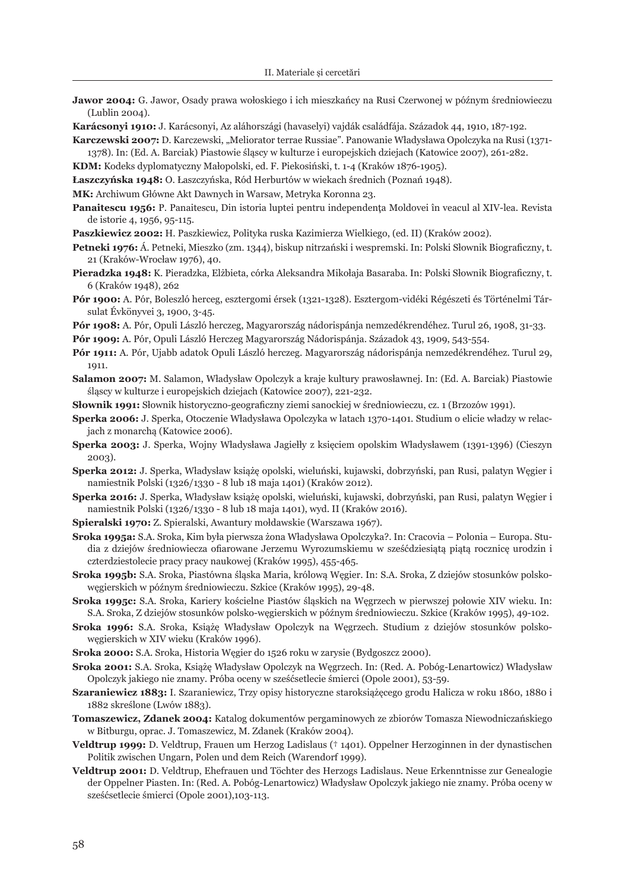**Jawor 2004:** G. Jawor, Osady prawa wołoskiego i ich mieszkańcy na Rusi Czerwonej w późnym średniowieczu (Lublin 2004).

**Karácsonyi 1910:** J. Karácsonyi, Az aláhországi (havaselyi) vajdák családfája. Századok 44, 1910, 187-192.

**Karczewski 2007:** D. Karczewski, „Meliorator terrae Russiae". Panowanie Władysława Opolczyka na Rusi (1371-1378). In: (Ed. A. Barciak) Piastowie śląscy w kulturze i europejskich dziejach (Katowice 2007), 261-282.

**KDM:** Kodeks dyplomatyczny Małopolski, ed. F. Piekosiński, t. 1-4 (Kraków 1876-1905).

**Łaszczyńska 1948:** O. Łaszczyńska, Ród Herburtów w wiekach średnich (Poznań 1948).

**MK:** Archiwum Główne Akt Dawnych in Warsaw, Metryka Koronna 23.

**Panaitescu 1956:** P. Panaitescu, Din istoria luptei pentru independența Moldovei în veacul al XIV-lea. Revista de istorie 4, 1956, 95-115.

**Paszkiewicz 2002:** H. Paszkiewicz, Polityka ruska Kazimierza Wielkiego, (ed. II) (Kraków 2002).

**Petneki 1976:** Á. Petneki, Mieszko (zm. 1344), biskup nitrzański i wespremski. In: Polski Słownik Biograficzny, t. 21 (Kraków-Wrocław 1976), 40.

**Pieradzka 1948:** K. Pieradzka, Elżbieta, córka Aleksandra Mikołaja Basaraba. In: Polski Słownik Biograficzny, t. 6 (Kraków 1948), 262

**Pór 1900:** A. Pór, Boleszló herceg, esztergomi érsek (1321-1328). Esztergom-vidéki Régészeti és Történelmi Társulat Évkönyvei 3, 1900, 3-45.

**Pór 1908:** A. Pór, Opuli László herczeg, Magyarország nádorispánja nemzedékrendéhez. Turul 26, 1908, 31-33.

**Pór 1909:** A. Pór, Opuli László Herczeg Magyarország Nádorispánja. Századok 43, 1909, 543-554.

**Pór 1911:** A. Pór, Ujabb adatok Opuli László herczeg. Magyarország nádorispánja nemzedékrendéhez. Turul 29, 1911.

**Salamon 2007:** M. Salamon, Władysław Opolczyk a kraje kultury prawosławnej. In: (Ed. A. Barciak) Piastowie śląscy w kulturze i europejskich dziejach (Katowice 2007), 221-232.

**Słownik 1991:** Słownik historyczno-geograficzny ziemi sanockiej w średniowieczu, cz. 1 (Brzozów 1991).

**Sperka 2006:** J. Sperka, Otoczenie Władysława Opolczyka w latach 1370-1401. Studium o elicie władzy w relacjach z monarchą (Katowice 2006).

**Sperka 2003:** J. Sperka, Wojny Władysława Jagiełły z księciem opolskim Władysławem (1391-1396) (Cieszyn 2003).

**Sperka 2012:** J. Sperka, Władysław książę opolski, wieluński, kujawski, dobrzyński, pan Rusi, palatyn Węgier i namiestnik Polski (1326/1330 - 8 lub 18 maja 1401) (Kraków 2012).

**Sperka 2016:** J. Sperka, Władysław książę opolski, wieluński, kujawski, dobrzyński, pan Rusi, palatyn Węgier i namiestnik Polski (1326/1330 - 8 lub 18 maja 1401), wyd. II (Kraków 2016).

**Spieralski 1970:** Z. Spieralski, Awantury mołdawskie (Warszawa 1967).

**Sroka 1995a:** S.A. Sroka, Kim była pierwsza żona Władysława Opolczyka?. In: Cracovia – Polonia – Europa. Studia z dziejów średniowiecza ofiarowane Jerzemu Wyrozumskiemu w sześćdziesiątą piątą rocznicę urodzin i czterdziestolecie pracy pracy naukowej (Kraków 1995), 455-465.

**Sroka 1995b:** S.A. Sroka, Piastówna śląska Maria, królową Węgier. In: S.A. Sroka, Z dziejów stosunków polsko-węgierskich w późnym średniowieczu. Szkice (Kraków 1995), 29-48.

**Sroka 1995c:** S.A. Sroka, Kariery kościelne Piastów śląskich na Węgrzech w pierwszej połowie XIV wieku. In: S.A. Sroka, Z dziejów stosunków polsko-węgierskich w późnym średniowieczu. Szkice (Kraków 1995), 49-102.

**Sroka 1996:** S.A. Sroka, Książę Władysław Opolczyk na Węgrzech. Studium z dziejów stosunków polsko-węgierskich w XIV wieku (Kraków 1996).

**Sroka 2000:** S.A. Sroka, Historia Węgier do 1526 roku w zarysie (Bydgoszcz 2000).

**Sroka 2001:** S.A. Sroka, Książę Władysław Opolczyk na Węgrzech. In: (Red. A. Pobóg-Lenartowicz) Władysław Opolczyk jakiego nie znamy. Próba oceny w sześćsetlecie śmierci (Opole 2001), 53-59.

**Szaraniewicz 1883:** I. Szaraniewicz, Trzy opisy historyczne staroksiążęcego grodu Halicza w roku 1860, 1880 i 1882 skreślone (Lwów 1883).

**Tomaszewicz, Zdanek 2004:** Katalog dokumentów pergaminowych ze zbiorów Tomasza Niewodniczańskiego w Bitburgu, oprac. J. Tomaszewicz, M. Zdanek (Kraków 2004).

**Veldtrup 1999:** D. Veldtrup, Frauen um Herzog Ladislaus († 1401). Oppelner Herzoginnen in der dynastischen Politik zwischen Ungarn, Polen und dem Reich (Warendorf 1999).

**Veldtrup 2001:** D. Veldtrup, Ehefrauen und Töchter des Herzogs Ladislaus. Neue Erkenntnisse zur Genealogie der Oppelner Piasten. In: (Red. A. Pobóg-Lenartowicz) Władysław Opolczyk jakiego nie znamy. Próba oceny w sześćsetlecie śmierci (Opole 2001),103-113.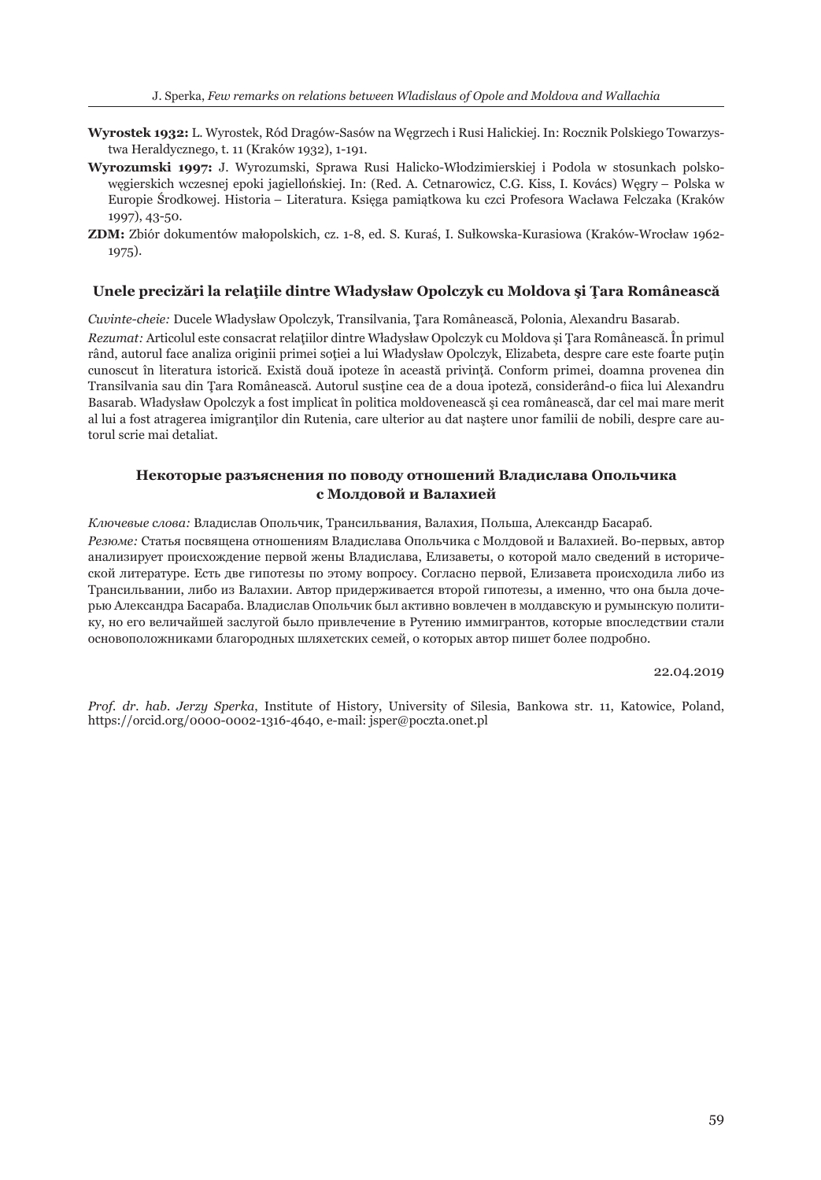**Wyrostek 1932:** L. Wyrostek, Ród Dragów-Sasów na Węgrzech i Rusi Halickiej. In: Rocznik Polskiego Towarzystwa Heraldycznego, t. 11 (Kraków 1932), 1-191.

**Wyrozumski 1997:** J. Wyrozumski, Sprawa Rusi Halicko-Włodzimierskiej i Podola w stosunkach polsko-węgierskich wczesnej epoki jagiellońskiej. In: (Red. A. Cetnarowicz, C.G. Kiss, I. Kovács) Węgry – Polska w Europie Środkowej. Historia – Literatura. Księga pamiątkowa ku czci Profesora Wacława Felczaka (Kraków 1997), 43-50.

**ZDM:** Zbiór dokumentów małopolskich, cz. 1-8, ed. S. Kuraś, I. Sułkowska-Kurasiowa (Kraków-Wrocław 1962-1975).

### Unele precizări la relaţiile dintre Władysław Opolczyk cu Moldova şi Ţara Românească

*Cuvinte-cheie:* Ducele Władysław Opolczyk, Transilvania, Ţara Românească, Polonia, Alexandru Basarab.

*Rezumat:* Articolul este consacrat relaţiilor dintre Władysław Opolczyk cu Moldova şi Ţara Românească. În primul rând, autorul face analiza originii primei soţiei a lui Władysław Opolczyk, Elizabeta, despre care este foarte puţin cunoscut în literatura istorică. Există două ipoteze în această privinţă. Conform primei, doamna provenea din Transilvania sau din Ţara Românească. Autorul susţine cea de a doua ipoteză, considerând-o fiica lui Alexandru Basarab. Władysław Opolczyk a fost implicat în politica moldovenească şi cea românească, dar cel mai mare merit al lui a fost atragerea imigranţilor din Rutenia, care ulterior au dat naştere unor familii de nobili, despre care autorul scrie mai detaliat.

### Некоторые разъяснения по поводу отношений Владислава Опольчика с Молдовой и Валахией

*Ключевые слова:* Владислав Опольчик, Трансильвания, Валахия, Польша, Александр Басараб.

*Резюме:* Статья посвящена отношениям Владислава Опольчика с Молдовой и Валахией. Во-первых, автор анализирует происхождение первой жены Владислава, Елизаветы, о которой мало сведений в исторической литературе. Есть две гипотезы по этому вопросу. Согласно первой, Елизавета происходила либо из Трансильвании, либо из Валахии. Автор придерживается второй гипотезы, а именно, что она была дочерью Александра Басараба. Владислав Опольчик был активно вовлечен в молдавскую и румынскую политику, но его величайшей заслугой было привлечение в Рутению иммигрантов, которые впоследствии стали основоположниками благородных шляхетских семей, о которых автор пишет более подробно.

22.04.2019

*Prof. dr. hab. Jerzy Sperka*, Institute of History, University of Silesia, Bankowa str. 11, Katowice, Poland, https://orcid.org/0000-0002-1316-4640, e-mail: jsper@poczta.onet.pl